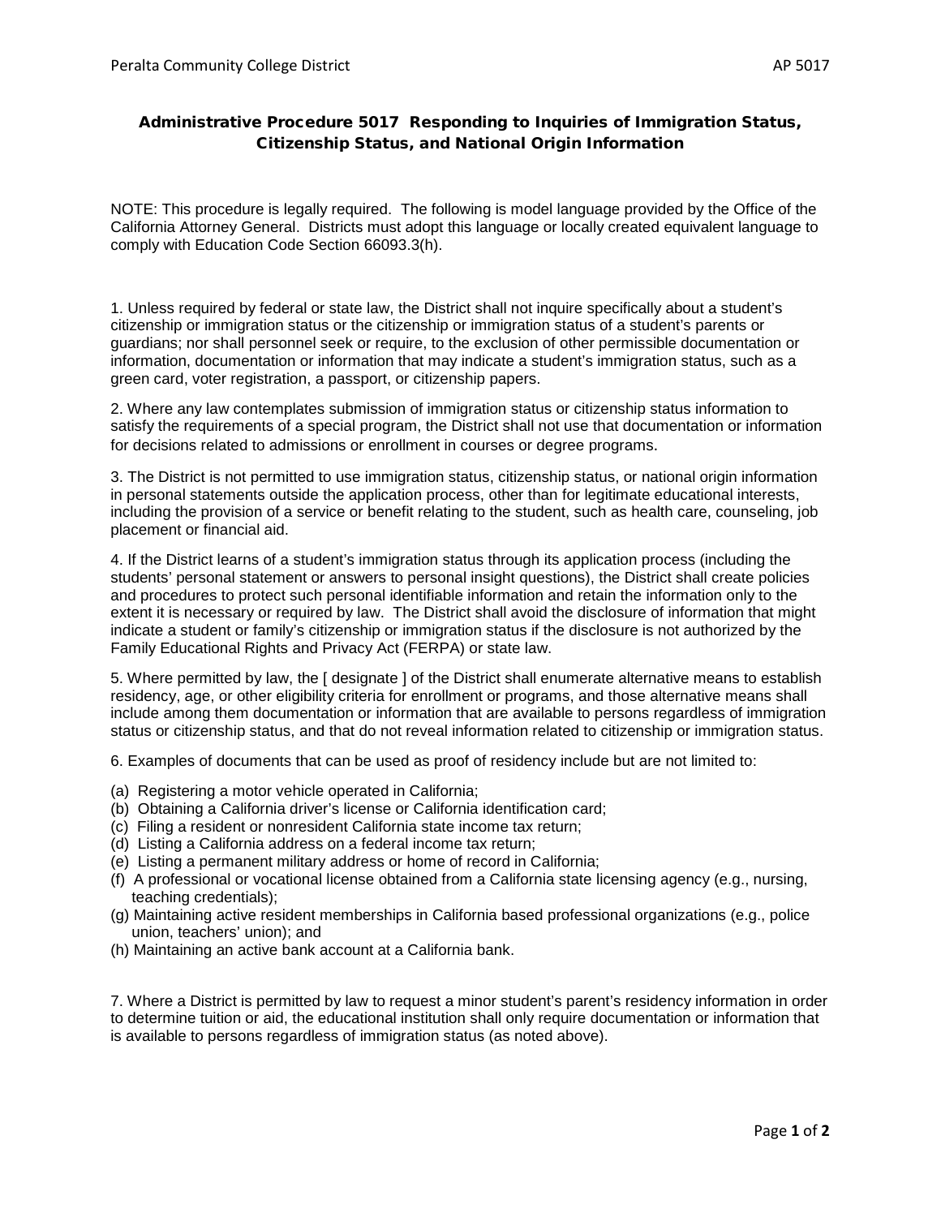# Administrative Procedure 5017 Responding to Inquiries of Immigration Status, Citizenship Status, and National Origin Information

NOTE: This procedure is legally required. The following is model language provided by the Office of the California Attorney General. Districts must adopt this language or locally created equivalent language to comply with Education Code Section 66093.3(h).

1. Unless required by federal or state law, the District shall not inquire specifically about a student's citizenship or immigration status or the citizenship or immigration status of a student's parents or guardians; nor shall personnel seek or require, to the exclusion of other permissible documentation or information, documentation or information that may indicate a student's immigration status, such as a green card, voter registration, a passport, or citizenship papers.

2. Where any law contemplates submission of immigration status or citizenship status information to satisfy the requirements of a special program, the District shall not use that documentation or information for decisions related to admissions or enrollment in courses or degree programs.

3. The District is not permitted to use immigration status, citizenship status, or national origin information in personal statements outside the application process, other than for legitimate educational interests, including the provision of a service or benefit relating to the student, such as health care, counseling, job placement or financial aid.

4. If the District learns of a student's immigration status through its application process (including the students' personal statement or answers to personal insight questions), the District shall create policies and procedures to protect such personal identifiable information and retain the information only to the extent it is necessary or required by law. The District shall avoid the disclosure of information that might indicate a student or family's citizenship or immigration status if the disclosure is not authorized by the Family Educational Rights and Privacy Act (FERPA) or state law.

5. Where permitted by law, the [ designate ] of the District shall enumerate alternative means to establish residency, age, or other eligibility criteria for enrollment or programs, and those alternative means shall include among them documentation or information that are available to persons regardless of immigration status or citizenship status, and that do not reveal information related to citizenship or immigration status.

6. Examples of documents that can be used as proof of residency include but are not limited to:

(a) Registering a motor vehicle operated in California;
(b) Obtaining a California driver's license or California identification card;
(c) Filing a resident or nonresident California state income tax return;
(d) Listing a California address on a federal income tax return;
(e) Listing a permanent military address or home of record in California;
(f) A professional or vocational license obtained from a California state licensing agency (e.g., nursing, teaching credentials);
(g) Maintaining active resident memberships in California based professional organizations (e.g., police union, teachers' union); and
(h) Maintaining an active bank account at a California bank.

7. Where a District is permitted by law to request a minor student's parent's residency information in order to determine tuition or aid, the educational institution shall only require documentation or information that is available to persons regardless of immigration status (as noted above).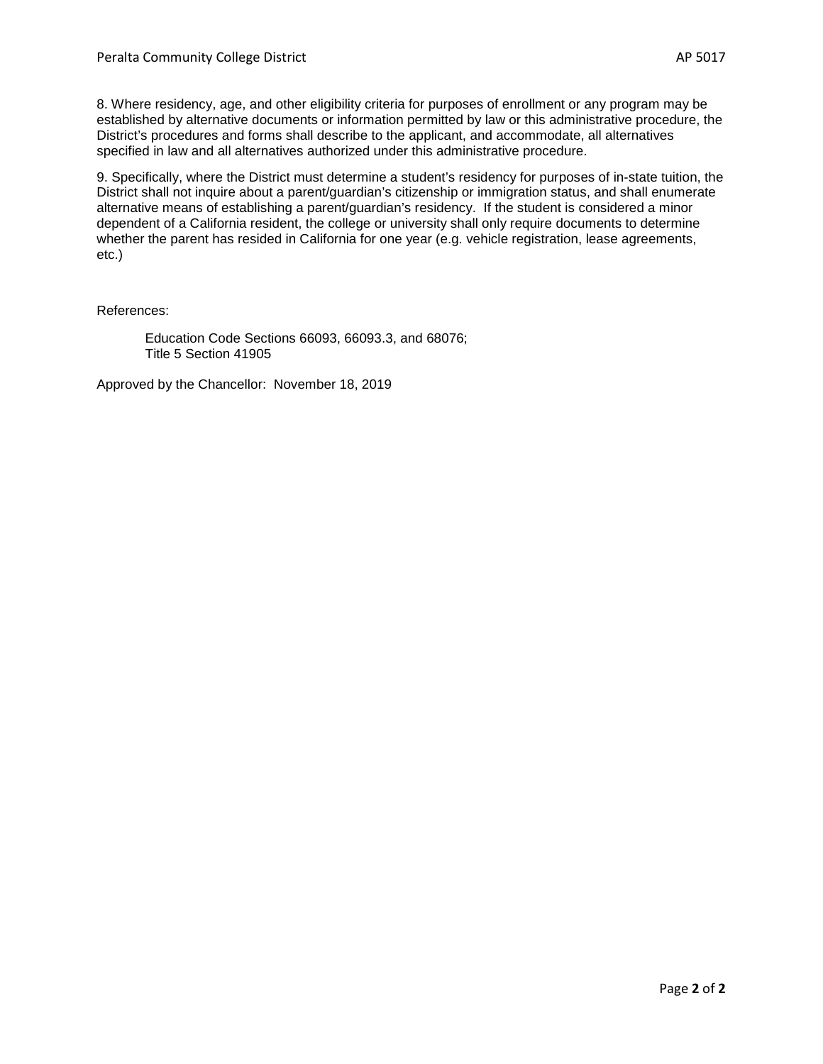8. Where residency, age, and other eligibility criteria for purposes of enrollment or any program may be established by alternative documents or information permitted by law or this administrative procedure, the District's procedures and forms shall describe to the applicant, and accommodate, all alternatives specified in law and all alternatives authorized under this administrative procedure.

9. Specifically, where the District must determine a student's residency for purposes of in-state tuition, the District shall not inquire about a parent/guardian's citizenship or immigration status, and shall enumerate alternative means of establishing a parent/guardian's residency. If the student is considered a minor dependent of a California resident, the college or university shall only require documents to determine whether the parent has resided in California for one year (e.g. vehicle registration, lease agreements, etc.)

References:

> Education Code Sections 66093, 66093.3, and 68076;
> Title 5 Section 41905

Approved by the Chancellor: November 18, 2019